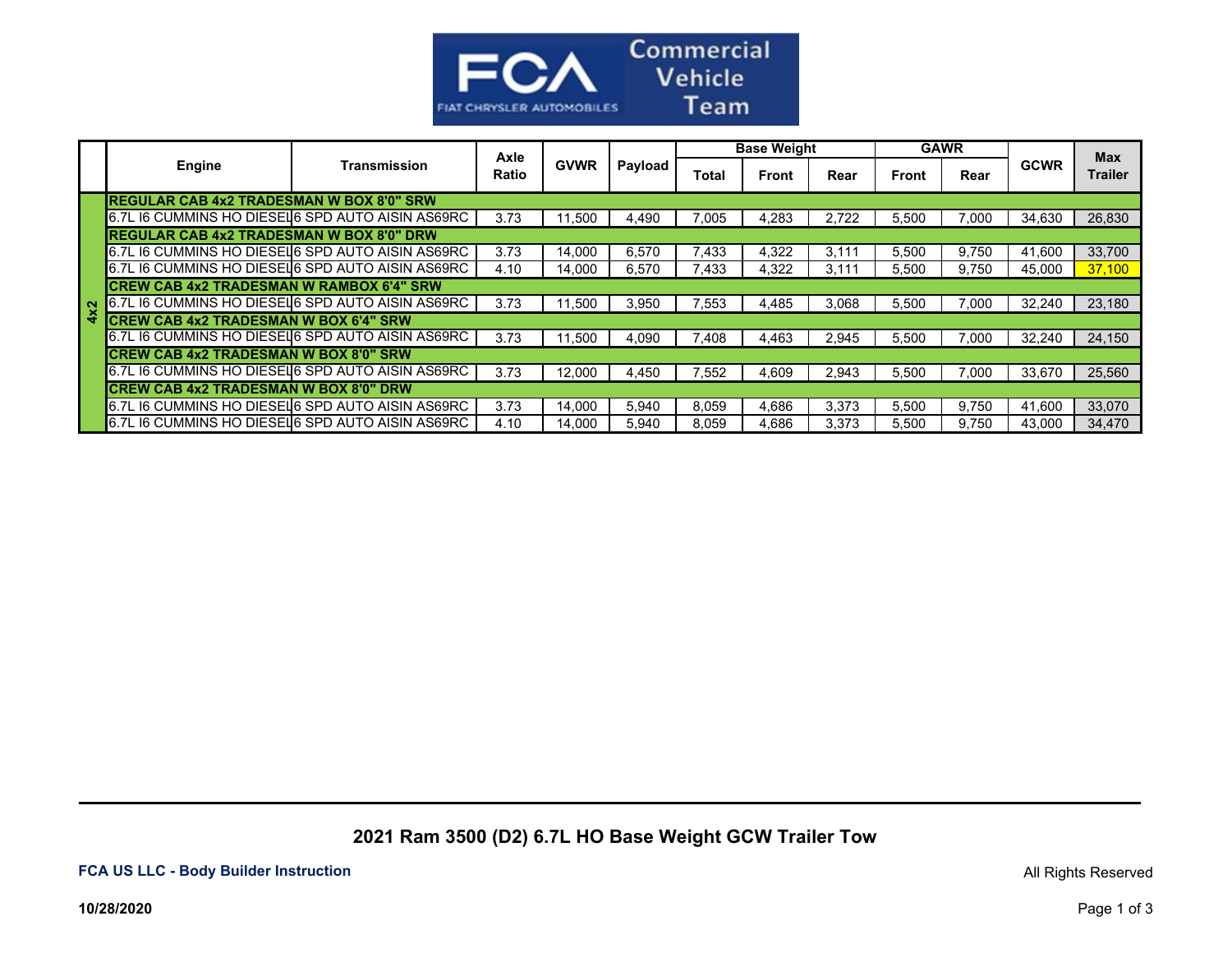Commercial Vehicle Team

|  | Engine | Transmission | Axle Ratio | GVWR | Payload | Base Weight |  |  | GAWR |  | GCWR | Max Trailer |
|---|---|---|---|---|---|---|---|---|---|---|---|---|
|  |  |  |  |  |  | Total | Front | Rear | Front | Rear |  |  |
| 4x2 | **REGULAR CAB 4x2 TRADESMAN W BOX 8'0" SRW** |  |  |  |  |  |  |  |  |  |  |  |
|  | 6.7L I6 CUMMINS HO DIESEL | 6 SPD AUTO AISIN AS69RC | 3.73 | 11,500 | 4,490 | 7,005 | 4,283 | 2,722 | 5,500 | 7,000 | 34,630 | 26,830 |
|  | **REGULAR CAB 4x2 TRADESMAN W BOX 8'0" DRW** |  |  |  |  |  |  |  |  |  |  |  |
|  | 6.7L I6 CUMMINS HO DIESEL | 6 SPD AUTO AISIN AS69RC | 3.73 | 14,000 | 6,570 | 7,433 | 4,322 | 3,111 | 5,500 | 9,750 | 41,600 | 33,700 |
|  | 6.7L I6 CUMMINS HO DIESEL | 6 SPD AUTO AISIN AS69RC | 4.10 | 14,000 | 6,570 | 7,433 | 4,322 | 3,111 | 5,500 | 9,750 | 45,000 | 37,100 |
|  | **CREW CAB 4x2 TRADESMAN W RAMBOX 6'4" SRW** |  |  |  |  |  |  |  |  |  |  |  |
|  | 6.7L I6 CUMMINS HO DIESEL | 6 SPD AUTO AISIN AS69RC | 3.73 | 11,500 | 3,950 | 7,553 | 4,485 | 3,068 | 5,500 | 7,000 | 32,240 | 23,180 |
|  | **CREW CAB 4x2 TRADESMAN W BOX 6'4" SRW** |  |  |  |  |  |  |  |  |  |  |  |
|  | 6.7L I6 CUMMINS HO DIESEL | 6 SPD AUTO AISIN AS69RC | 3.73 | 11,500 | 4,090 | 7,408 | 4,463 | 2,945 | 5,500 | 7,000 | 32,240 | 24,150 |
|  | **CREW CAB 4x2 TRADESMAN W BOX 8'0" SRW** |  |  |  |  |  |  |  |  |  |  |  |
|  | 6.7L I6 CUMMINS HO DIESEL | 6 SPD AUTO AISIN AS69RC | 3.73 | 12,000 | 4,450 | 7,552 | 4,609 | 2,943 | 5,500 | 7,000 | 33,670 | 25,560 |
|  | **CREW CAB 4x2 TRADESMAN W BOX 8'0" DRW** |  |  |  |  |  |  |  |  |  |  |  |
|  | 6.7L I6 CUMMINS HO DIESEL | 6 SPD AUTO AISIN AS69RC | 3.73 | 14,000 | 5,940 | 8,059 | 4,686 | 3,373 | 5,500 | 9,750 | 41,600 | 33,070 |
|  | 6.7L I6 CUMMINS HO DIESEL | 6 SPD AUTO AISIN AS69RC | 4.10 | 14,000 | 5,940 | 8,059 | 4,686 | 3,373 | 5,500 | 9,750 | 43,000 | 34,470 |

**2021 Ram 3500 (D2) 6.7L HO Base Weight GCW Trailer Tow**

**FCA US LLC - Body Builder Instruction**

All Rights Reserved

**10/28/2020**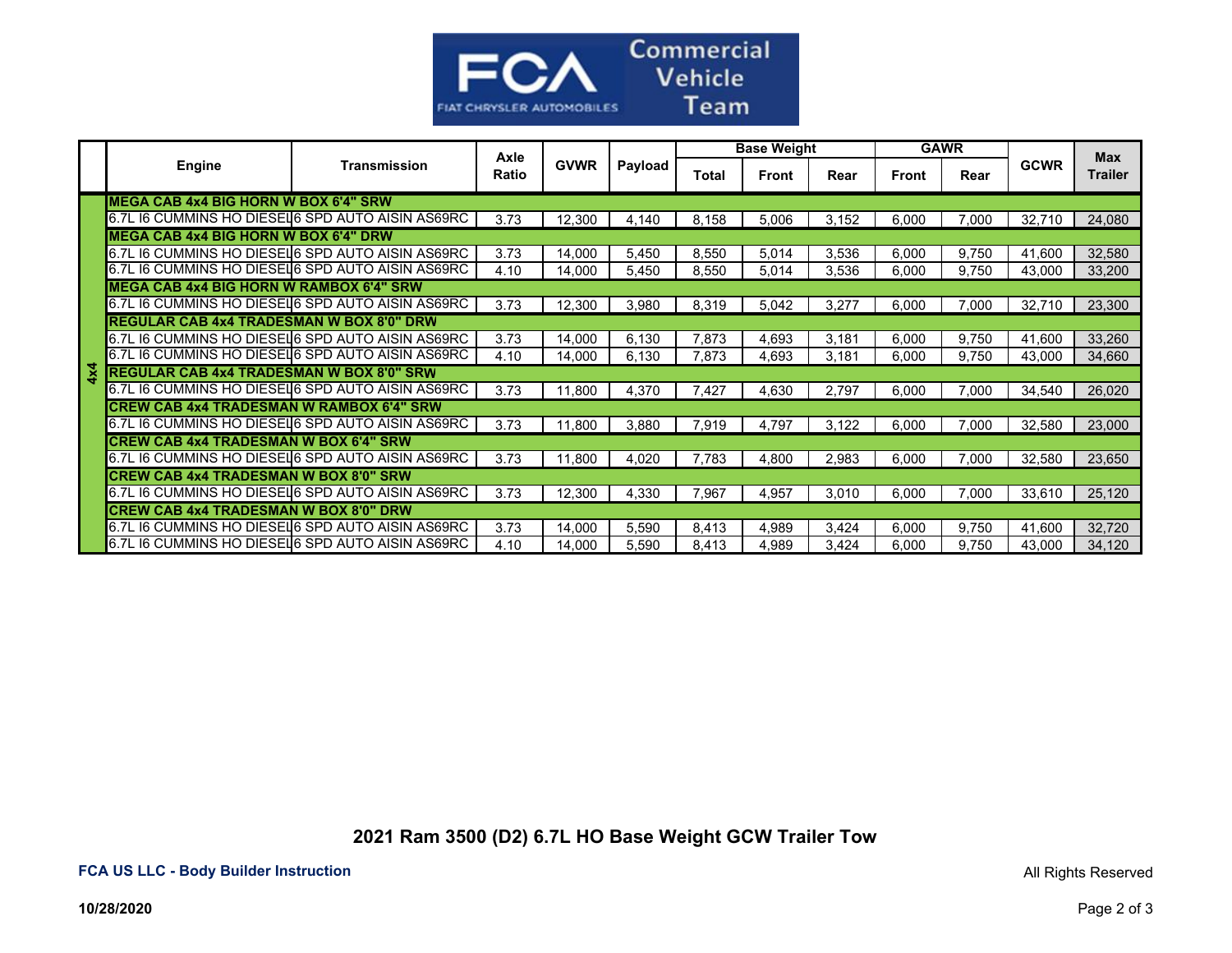FCA Commercial Vehicle Team

|  | Engine | Transmission | Axle Ratio | GVWR | Payload | Base Weight |  |  | GAWR |  | GCWR | Max Trailer |
|---|---|---|---|---|---|---|---|---|---|---|---|---|
|  |  |  |  |  |  | Total | Front | Rear | Front | Rear |  |  |
| 4x4 | **MEGA CAB 4x4 BIG HORN W BOX 6'4" SRW** |  |  |  |  |  |  |  |  |  |  |  |
|  | 6.7L I6 CUMMINS HO DIESEL | 6 SPD AUTO AISIN AS69RC | 3.73 | 12,300 | 4,140 | 8,158 | 5,006 | 3,152 | 6,000 | 7,000 | 32,710 | 24,080 |
|  | **MEGA CAB 4x4 BIG HORN W BOX 6'4" DRW** |  |  |  |  |  |  |  |  |  |  |  |
|  | 6.7L I6 CUMMINS HO DIESEL | 6 SPD AUTO AISIN AS69RC | 3.73 | 14,000 | 5,450 | 8,550 | 5,014 | 3,536 | 6,000 | 9,750 | 41,600 | 32,580 |
|  | 6.7L I6 CUMMINS HO DIESEL | 6 SPD AUTO AISIN AS69RC | 4.10 | 14,000 | 5,450 | 8,550 | 5,014 | 3,536 | 6,000 | 9,750 | 43,000 | 33,200 |
|  | **MEGA CAB 4x4 BIG HORN W RAMBOX 6'4" SRW** |  |  |  |  |  |  |  |  |  |  |  |
|  | 6.7L I6 CUMMINS HO DIESEL | 6 SPD AUTO AISIN AS69RC | 3.73 | 12,300 | 3,980 | 8,319 | 5,042 | 3,277 | 6,000 | 7,000 | 32,710 | 23,300 |
|  | **REGULAR CAB 4x4 TRADESMAN W BOX 8'0" DRW** |  |  |  |  |  |  |  |  |  |  |  |
|  | 6.7L I6 CUMMINS HO DIESEL | 6 SPD AUTO AISIN AS69RC | 3.73 | 14,000 | 6,130 | 7,873 | 4,693 | 3,181 | 6,000 | 9,750 | 41,600 | 33,260 |
|  | 6.7L I6 CUMMINS HO DIESEL | 6 SPD AUTO AISIN AS69RC | 4.10 | 14,000 | 6,130 | 7,873 | 4,693 | 3,181 | 6,000 | 9,750 | 43,000 | 34,660 |
|  | **REGULAR CAB 4x4 TRADESMAN W BOX 8'0" SRW** |  |  |  |  |  |  |  |  |  |  |  |
|  | 6.7L I6 CUMMINS HO DIESEL | 6 SPD AUTO AISIN AS69RC | 3.73 | 11,800 | 4,370 | 7,427 | 4,630 | 2,797 | 6,000 | 7,000 | 34,540 | 26,020 |
|  | **CREW CAB 4x4 TRADESMAN W RAMBOX 6'4" SRW** |  |  |  |  |  |  |  |  |  |  |  |
|  | 6.7L I6 CUMMINS HO DIESEL | 6 SPD AUTO AISIN AS69RC | 3.73 | 11,800 | 3,880 | 7,919 | 4,797 | 3,122 | 6,000 | 7,000 | 32,580 | 23,000 |
|  | **CREW CAB 4x4 TRADESMAN W BOX 6'4" SRW** |  |  |  |  |  |  |  |  |  |  |  |
|  | 6.7L I6 CUMMINS HO DIESEL | 6 SPD AUTO AISIN AS69RC | 3.73 | 11,800 | 4,020 | 7,783 | 4,800 | 2,983 | 6,000 | 7,000 | 32,580 | 23,650 |
|  | **CREW CAB 4x4 TRADESMAN W BOX 8'0" SRW** |  |  |  |  |  |  |  |  |  |  |  |
|  | 6.7L I6 CUMMINS HO DIESEL | 6 SPD AUTO AISIN AS69RC | 3.73 | 12,300 | 4,330 | 7,967 | 4,957 | 3,010 | 6,000 | 7,000 | 33,610 | 25,120 |
|  | **CREW CAB 4x4 TRADESMAN W BOX 8'0" DRW** |  |  |  |  |  |  |  |  |  |  |  |
|  | 6.7L I6 CUMMINS HO DIESEL | 6 SPD AUTO AISIN AS69RC | 3.73 | 14,000 | 5,590 | 8,413 | 4,989 | 3,424 | 6,000 | 9,750 | 41,600 | 32,720 |
|  | 6.7L I6 CUMMINS HO DIESEL | 6 SPD AUTO AISIN AS69RC | 4.10 | 14,000 | 5,590 | 8,413 | 4,989 | 3,424 | 6,000 | 9,750 | 43,000 | 34,120 |

## 2021 Ram 3500 (D2) 6.7L HO Base Weight GCW Trailer Tow

**FCA US LLC - Body Builder Instruction**

All Rights Reserved

**10/28/2020**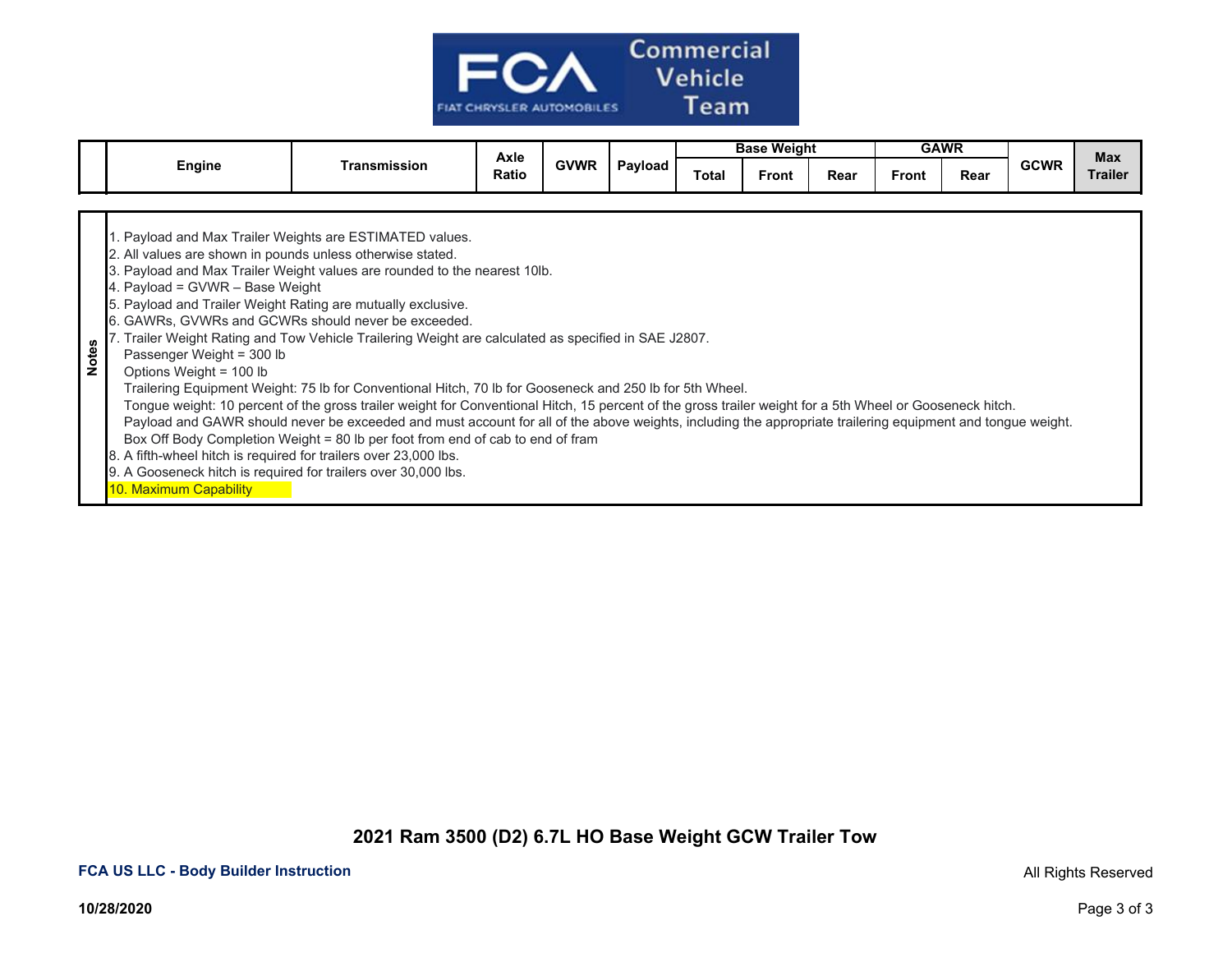| | Engine | Transmission | Axle Ratio | GVWR | Payload | Base Weight | | | GAWR | | GCWR | Max Trailer |
|---|---|---|---|---|---|---|---|---|---|---|---|---|
| | | | | | | Total | Front | Rear | Front | Rear | | |

**Notes**

1. Payload and Max Trailer Weights are ESTIMATED values.
2. All values are shown in pounds unless otherwise stated.
3. Payload and Max Trailer Weight values are rounded to the nearest 10lb.
4. Payload = GVWR – Base Weight
5. Payload and Trailer Weight Rating are mutually exclusive.
6. GAWRs, GVWRs and GCWRs should never be exceeded.
7. Trailer Weight Rating and Tow Vehicle Trailering Weight are calculated as specified in SAE J2807.
   Passenger Weight = 300 lb
   Options Weight = 100 lb
   Trailering Equipment Weight: 75 lb for Conventional Hitch, 70 lb for Gooseneck and 250 lb for 5th Wheel.
   Tongue weight: 10 percent of the gross trailer weight for Conventional Hitch, 15 percent of the gross trailer weight for a 5th Wheel or Gooseneck hitch.
   Payload and GAWR should never be exceeded and must account for all of the above weights, including the appropriate trailering equipment and tongue weight.
   Box Off Body Completion Weight = 80 lb per foot from end of cab to end of fram
8. A fifth-wheel hitch is required for trailers over 23,000 lbs.
9. A Gooseneck hitch is required for trailers over 30,000 lbs.
10. Maximum Capability

**2021 Ram 3500 (D2) 6.7L HO Base Weight GCW Trailer Tow**

**FCA US LLC - Body Builder Instruction**

All Rights Reserved

**10/28/2020**